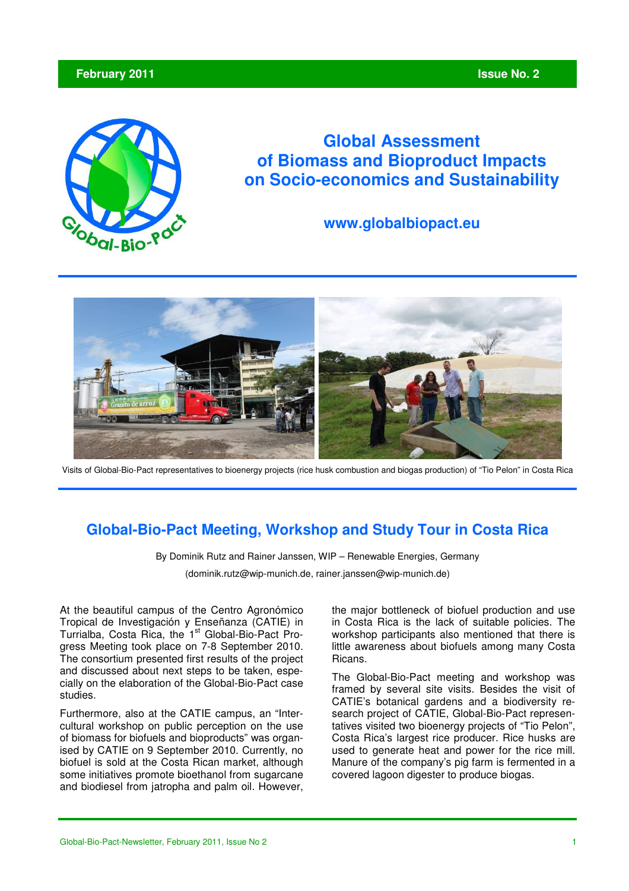February 2011 Issue No. 2

# Global Assessment of Biomass and Bioproduct Impacts on Socio-economics and Sustainability

**www.globalbiopact.eu**

Visits of Global-Bio-Pact representatives to bioenergy projects (rice husk combustion and biogas production) of "Tio Pelon" in Costa Rica

## Global-Bio-Pact Meeting, Workshop and Study Tour in Costa Rica

By Dominik Rutz and Rainer Janssen, WIP – Renewable Energies, Germany

(dominik.rutz@wip-munich.de, rainer.janssen@wip-munich.de)

At the beautiful campus of the Centro Agronómico Tropical de Investigación y Enseñanza (CATIE) in Turrialba, Costa Rica, the 1st Global-Bio-Pact Progress Meeting took place on 7-8 September 2010. The consortium presented first results of the project and discussed about next steps to be taken, especially on the elaboration of the Global-Bio-Pact case studies.

Furthermore, also at the CATIE campus, an "Intercultural workshop on public perception on the use of biomass for biofuels and bioproducts" was organised by CATIE on 9 September 2010. Currently, no biofuel is sold at the Costa Rican market, although some initiatives promote bioethanol from sugarcane and biodiesel from jatropha and palm oil. However, the major bottleneck of biofuel production and use in Costa Rica is the lack of suitable policies. The workshop participants also mentioned that there is little awareness about biofuels among many Costa Ricans.

The Global-Bio-Pact meeting and workshop was framed by several site visits. Besides the visit of CATIE's botanical gardens and a biodiversity research project of CATIE, Global-Bio-Pact representatives visited two bioenergy projects of "Tio Pelon", Costa Rica's largest rice producer. Rice husks are used to generate heat and power for the rice mill. Manure of the company's pig farm is fermented in a covered lagoon digester to produce biogas.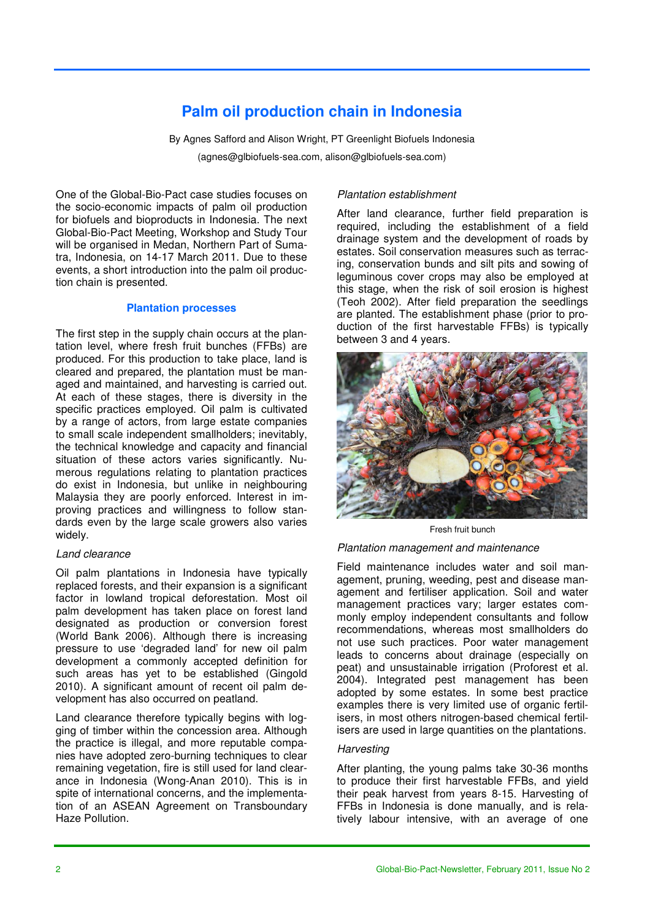# Palm oil production chain in Indonesia

By Agnes Safford and Alison Wright, PT Greenlight Biofuels Indonesia

(agnes@glbiofuels-sea.com, alison@glbiofuels-sea.com)

One of the Global-Bio-Pact case studies focuses on the socio-economic impacts of palm oil production for biofuels and bioproducts in Indonesia. The next Global-Bio-Pact Meeting, Workshop and Study Tour will be organised in Medan, Northern Part of Sumatra, Indonesia, on 14-17 March 2011. Due to these events, a short introduction into the palm oil production chain is presented.

## Plantation processes

The first step in the supply chain occurs at the plantation level, where fresh fruit bunches (FFBs) are produced. For this production to take place, land is cleared and prepared, the plantation must be managed and maintained, and harvesting is carried out. At each of these stages, there is diversity in the specific practices employed. Oil palm is cultivated by a range of actors, from large estate companies to small scale independent smallholders; inevitably, the technical knowledge and capacity and financial situation of these actors varies significantly. Numerous regulations relating to plantation practices do exist in Indonesia, but unlike in neighbouring Malaysia they are poorly enforced. Interest in improving practices and willingness to follow standards even by the large scale growers also varies widely.

*Land clearance*

Oil palm plantations in Indonesia have typically replaced forests, and their expansion is a significant factor in lowland tropical deforestation. Most oil palm development has taken place on forest land designated as production or conversion forest (World Bank 2006). Although there is increasing pressure to use 'degraded land' for new oil palm development a commonly accepted definition for such areas has yet to be established (Gingold 2010). A significant amount of recent oil palm development has also occurred on peatland.

Land clearance therefore typically begins with logging of timber within the concession area. Although the practice is illegal, and more reputable companies have adopted zero-burning techniques to clear remaining vegetation, fire is still used for land clearance in Indonesia (Wong-Anan 2010). This is in spite of international concerns, and the implementation of an ASEAN Agreement on Transboundary Haze Pollution.

*Plantation establishment*

After land clearance, further field preparation is required, including the establishment of a field drainage system and the development of roads by estates. Soil conservation measures such as terracing, conservation bunds and silt pits and sowing of leguminous cover crops may also be employed at this stage, when the risk of soil erosion is highest (Teoh 2002). After field preparation the seedlings are planted. The establishment phase (prior to production of the first harvestable FFBs) is typically between 3 and 4 years.

Fresh fruit bunch

*Plantation management and maintenance*

Field maintenance includes water and soil management, pruning, weeding, pest and disease management and fertiliser application. Soil and water management practices vary; larger estates commonly employ independent consultants and follow recommendations, whereas most smallholders do not use such practices. Poor water management leads to concerns about drainage (especially on peat) and unsustainable irrigation (Proforest et al. 2004). Integrated pest management has been adopted by some estates. In some best practice examples there is very limited use of organic fertilisers, in most others nitrogen-based chemical fertilisers are used in large quantities on the plantations.

*Harvesting*

After planting, the young palms take 30-36 months to produce their first harvestable FFBs, and yield their peak harvest from years 8-15. Harvesting of FFBs in Indonesia is done manually, and is relatively labour intensive, with an average of one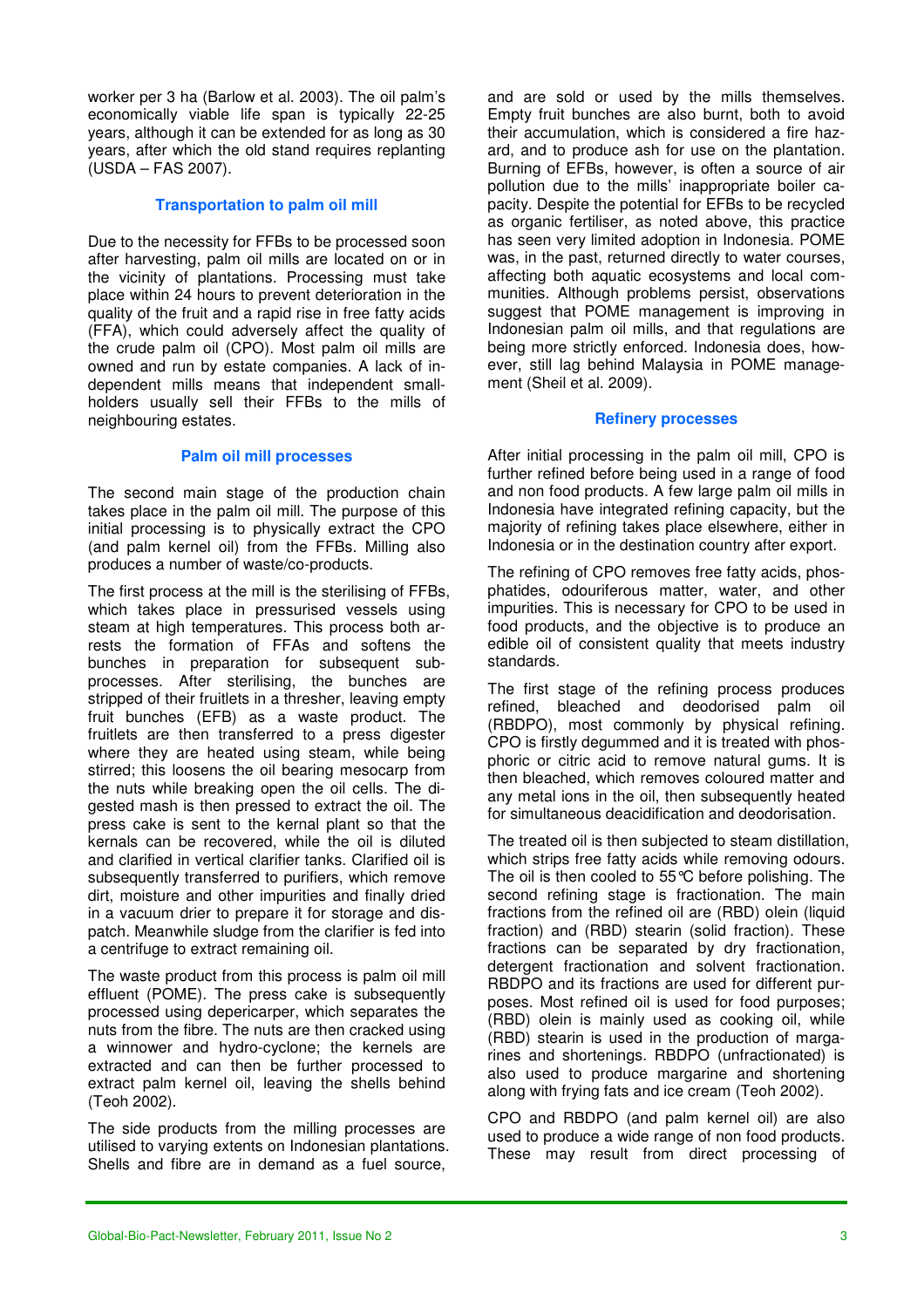worker per 3 ha (Barlow et al. 2003). The oil palm's economically viable life span is typically 22-25 years, although it can be extended for as long as 30 years, after which the old stand requires replanting (USDA – FAS 2007).

### Transportation to palm oil mill

Due to the necessity for FFBs to be processed soon after harvesting, palm oil mills are located on or in the vicinity of plantations. Processing must take place within 24 hours to prevent deterioration in the quality of the fruit and a rapid rise in free fatty acids (FFA), which could adversely affect the quality of the crude palm oil (CPO). Most palm oil mills are owned and run by estate companies. A lack of independent mills means that independent smallholders usually sell their FFBs to the mills of neighbouring estates.

### Palm oil mill processes

The second main stage of the production chain takes place in the palm oil mill. The purpose of this initial processing is to physically extract the CPO (and palm kernel oil) from the FFBs. Milling also produces a number of waste/co-products.

The first process at the mill is the sterilising of FFBs, which takes place in pressurised vessels using steam at high temperatures. This process both arrests the formation of FFAs and softens the bunches in preparation for subsequent sub-processes. After sterilising, the bunches are stripped of their fruitlets in a thresher, leaving empty fruit bunches (EFB) as a waste product. The fruitlets are then transferred to a press digester where they are heated using steam, while being stirred; this loosens the oil bearing mesocarp from the nuts while breaking open the oil cells. The digested mash is then pressed to extract the oil. The press cake is sent to the kernal plant so that the kernals can be recovered, while the oil is diluted and clarified in vertical clarifier tanks. Clarified oil is subsequently transferred to purifiers, which remove dirt, moisture and other impurities and finally dried in a vacuum drier to prepare it for storage and dispatch. Meanwhile sludge from the clarifier is fed into a centrifuge to extract remaining oil.

The waste product from this process is palm oil mill effluent (POME). The press cake is subsequently processed using depericarper, which separates the nuts from the fibre. The nuts are then cracked using a winnower and hydro-cyclone; the kernels are extracted and can then be further processed to extract palm kernel oil, leaving the shells behind (Teoh 2002).

The side products from the milling processes are utilised to varying extents on Indonesian plantations. Shells and fibre are in demand as a fuel source, and are sold or used by the mills themselves. Empty fruit bunches are also burnt, both to avoid their accumulation, which is considered a fire hazard, and to produce ash for use on the plantation. Burning of EFBs, however, is often a source of air pollution due to the mills' inappropriate boiler capacity. Despite the potential for EFBs to be recycled as organic fertiliser, as noted above, this practice has seen very limited adoption in Indonesia. POME was, in the past, returned directly to water courses, affecting both aquatic ecosystems and local communities. Although problems persist, observations suggest that POME management is improving in Indonesian palm oil mills, and that regulations are being more strictly enforced. Indonesia does, however, still lag behind Malaysia in POME management (Sheil et al. 2009).

### Refinery processes

After initial processing in the palm oil mill, CPO is further refined before being used in a range of food and non food products. A few large palm oil mills in Indonesia have integrated refining capacity, but the majority of refining takes place elsewhere, either in Indonesia or in the destination country after export.

The refining of CPO removes free fatty acids, phosphatides, odouriferous matter, water, and other impurities. This is necessary for CPO to be used in food products, and the objective is to produce an edible oil of consistent quality that meets industry standards.

The first stage of the refining process produces refined, bleached and deodorised palm oil (RBDPO), most commonly by physical refining. CPO is firstly degummed and it is treated with phosphoric or citric acid to remove natural gums. It is then bleached, which removes coloured matter and any metal ions in the oil, then subsequently heated for simultaneous deacidification and deodorisation.

The treated oil is then subjected to steam distillation, which strips free fatty acids while removing odours. The oil is then cooled to 55°C before polishing. The second refining stage is fractionation. The main fractions from the refined oil are (RBD) olein (liquid fraction) and (RBD) stearin (solid fraction). These fractions can be separated by dry fractionation, detergent fractionation and solvent fractionation. RBDPO and its fractions are used for different purposes. Most refined oil is used for food purposes; (RBD) olein is mainly used as cooking oil, while (RBD) stearin is used in the production of margarines and shortenings. RBDPO (unfractionated) is also used to produce margarine and shortening along with frying fats and ice cream (Teoh 2002).

CPO and RBDPO (and palm kernel oil) are also used to produce a wide range of non food products. These may result from direct processing of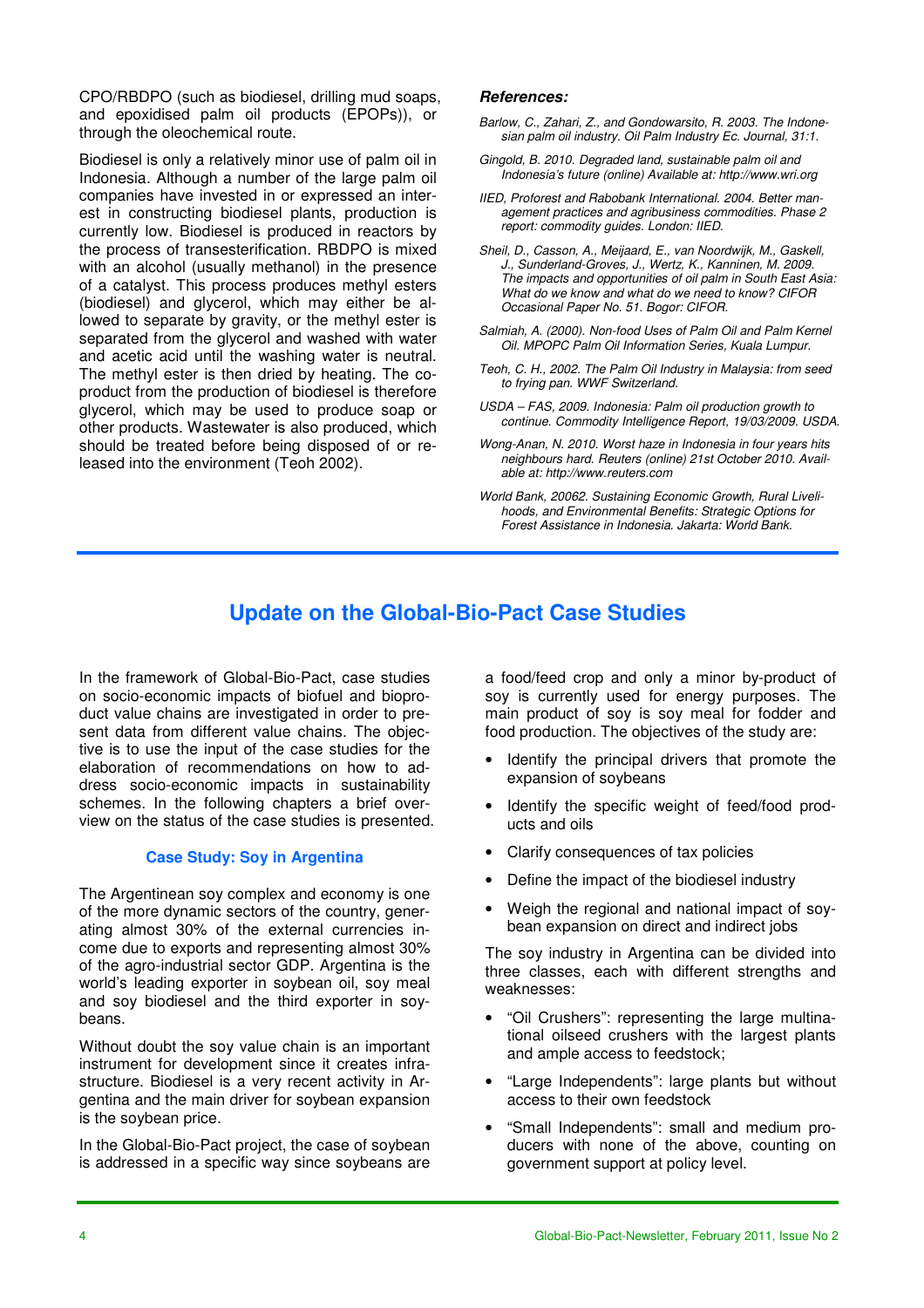CPO/RBDPO (such as biodiesel, drilling mud soaps, and epoxidised palm oil products (EPOPs)), or through the oleochemical route.

Biodiesel is only a relatively minor use of palm oil in Indonesia. Although a number of the large palm oil companies have invested in or expressed an interest in constructing biodiesel plants, production is currently low. Biodiesel is produced in reactors by the process of transesterification. RBDPO is mixed with an alcohol (usually methanol) in the presence of a catalyst. This process produces methyl esters (biodiesel) and glycerol, which may either be allowed to separate by gravity, or the methyl ester is separated from the glycerol and washed with water and acetic acid until the washing water is neutral. The methyl ester is then dried by heating. The co-product from the production of biodiesel is therefore glycerol, which may be used to produce soap or other products. Wastewater is also produced, which should be treated before being disposed of or released into the environment (Teoh 2002).

***References:***

*Barlow, C., Zahari, Z., and Gondowarsito, R. 2003. The Indonesian palm oil industry. Oil Palm Industry Ec. Journal, 31:1.*

*Gingold, B. 2010. Degraded land, sustainable palm oil and Indonesia's future (online) Available at: http://www.wri.org*

*IIED, Proforest and Rabobank International. 2004. Better management practices and agribusiness commodities. Phase 2 report: commodity guides. London: IIED.*

*Sheil, D., Casson, A., Meijaard, E., van Noordwijk, M., Gaskell, J., Sunderland-Groves, J., Wertz, K., Kanninen, M. 2009. The impacts and opportunities of oil palm in South East Asia: What do we know and what do we need to know? CIFOR Occasional Paper No. 51. Bogor: CIFOR.*

*Salmiah, A. (2000). Non-food Uses of Palm Oil and Palm Kernel Oil. MPOPC Palm Oil Information Series, Kuala Lumpur.*

*Teoh, C. H., 2002. The Palm Oil Industry in Malaysia: from seed to frying pan. WWF Switzerland.*

*USDA – FAS, 2009. Indonesia: Palm oil production growth to continue. Commodity Intelligence Report, 19/03/2009. USDA.*

*Wong-Anan, N. 2010. Worst haze in Indonesia in four years hits neighbours hard. Reuters (online) 21st October 2010. Available at: http://www.reuters.com*

*World Bank, 20062. Sustaining Economic Growth, Rural Livelihoods, and Environmental Benefits: Strategic Options for Forest Assistance in Indonesia. Jakarta: World Bank.*

## Update on the Global-Bio-Pact Case Studies

In the framework of Global-Bio-Pact, case studies on socio-economic impacts of biofuel and bioproduct value chains are investigated in order to present data from different value chains. The objective is to use the input of the case studies for the elaboration of recommendations on how to address socio-economic impacts in sustainability schemes. In the following chapters a brief overview on the status of the case studies is presented.

### Case Study: Soy in Argentina

The Argentinean soy complex and economy is one of the more dynamic sectors of the country, generating almost 30% of the external currencies income due to exports and representing almost 30% of the agro-industrial sector GDP. Argentina is the world's leading exporter in soybean oil, soy meal and soy biodiesel and the third exporter in soybeans.

Without doubt the soy value chain is an important instrument for development since it creates infrastructure. Biodiesel is a very recent activity in Argentina and the main driver for soybean expansion is the soybean price.

In the Global-Bio-Pact project, the case of soybean is addressed in a specific way since soybeans are a food/feed crop and only a minor by-product of soy is currently used for energy purposes. The main product of soy is soy meal for fodder and food production. The objectives of the study are:

- Identify the principal drivers that promote the expansion of soybeans
- Identify the specific weight of feed/food products and oils
- Clarify consequences of tax policies
- Define the impact of the biodiesel industry
- Weigh the regional and national impact of soybean expansion on direct and indirect jobs

The soy industry in Argentina can be divided into three classes, each with different strengths and weaknesses:

- "Oil Crushers": representing the large multinational oilseed crushers with the largest plants and ample access to feedstock;
- "Large Independents": large plants but without access to their own feedstock
- "Small Independents": small and medium producers with none of the above, counting on government support at policy level.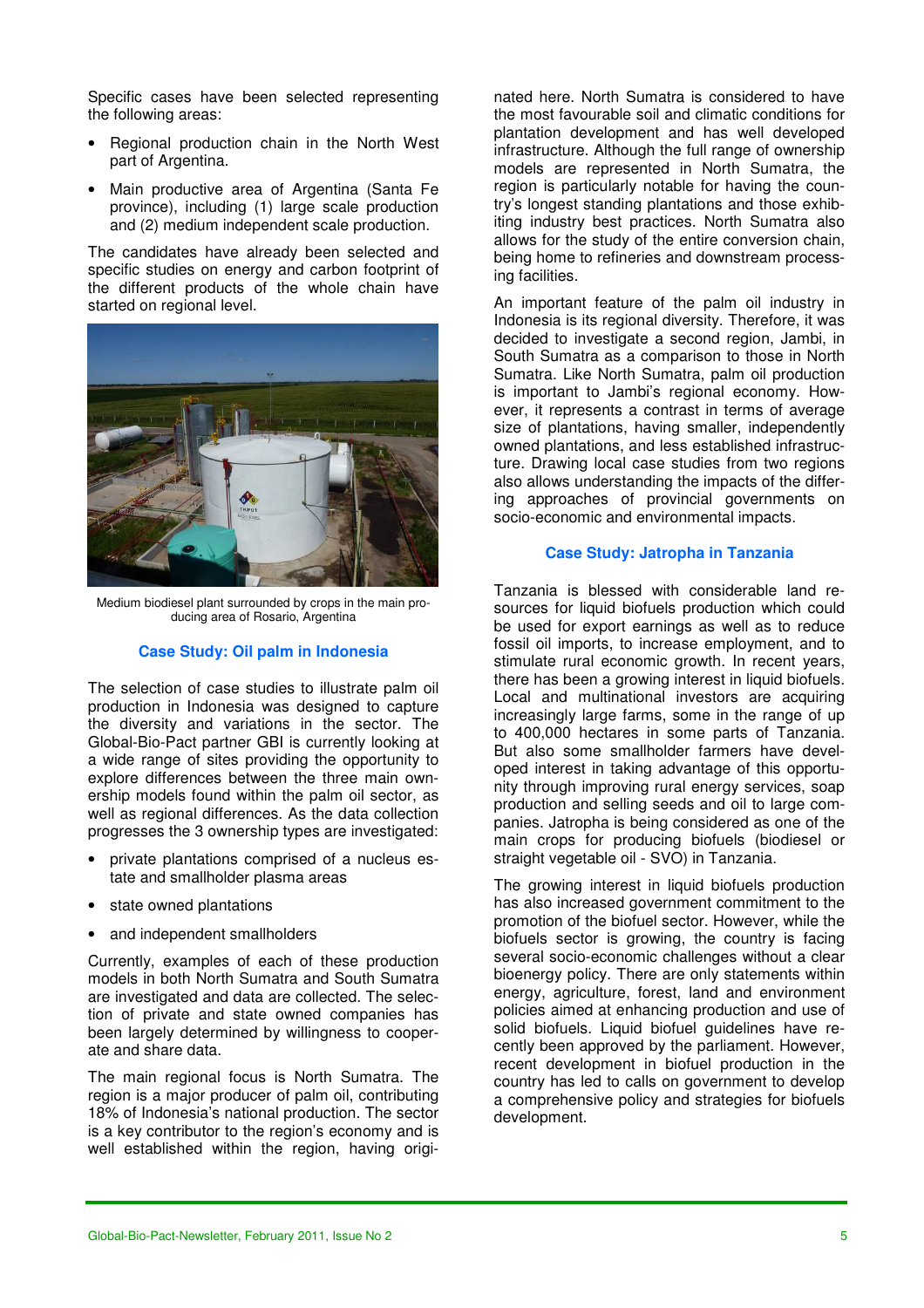Specific cases have been selected representing the following areas:

- Regional production chain in the North West part of Argentina.
- Main productive area of Argentina (Santa Fe province), including (1) large scale production and (2) medium independent scale production.

The candidates have already been selected and specific studies on energy and carbon footprint of the different products of the whole chain have started on regional level.

Medium biodiesel plant surrounded by crops in the main producing area of Rosario, Argentina

### Case Study: Oil palm in Indonesia

The selection of case studies to illustrate palm oil production in Indonesia was designed to capture the diversity and variations in the sector. The Global-Bio-Pact partner GBI is currently looking at a wide range of sites providing the opportunity to explore differences between the three main ownership models found within the palm oil sector, as well as regional differences. As the data collection progresses the 3 ownership types are investigated:

- private plantations comprised of a nucleus estate and smallholder plasma areas
- state owned plantations
- and independent smallholders

Currently, examples of each of these production models in both North Sumatra and South Sumatra are investigated and data are collected. The selection of private and state owned companies has been largely determined by willingness to cooperate and share data.

The main regional focus is North Sumatra. The region is a major producer of palm oil, contributing 18% of Indonesia's national production. The sector is a key contributor to the region's economy and is well established within the region, having originated here. North Sumatra is considered to have the most favourable soil and climatic conditions for plantation development and has well developed infrastructure. Although the full range of ownership models are represented in North Sumatra, the region is particularly notable for having the country's longest standing plantations and those exhibiting industry best practices. North Sumatra also allows for the study of the entire conversion chain, being home to refineries and downstream processing facilities.

An important feature of the palm oil industry in Indonesia is its regional diversity. Therefore, it was decided to investigate a second region, Jambi, in South Sumatra as a comparison to those in North Sumatra. Like North Sumatra, palm oil production is important to Jambi's regional economy. However, it represents a contrast in terms of average size of plantations, having smaller, independently owned plantations, and less established infrastructure. Drawing local case studies from two regions also allows understanding the impacts of the differing approaches of provincial governments on socio-economic and environmental impacts.

### Case Study: Jatropha in Tanzania

Tanzania is blessed with considerable land resources for liquid biofuels production which could be used for export earnings as well as to reduce fossil oil imports, to increase employment, and to stimulate rural economic growth. In recent years, there has been a growing interest in liquid biofuels. Local and multinational investors are acquiring increasingly large farms, some in the range of up to 400,000 hectares in some parts of Tanzania. But also some smallholder farmers have developed interest in taking advantage of this opportunity through improving rural energy services, soap production and selling seeds and oil to large companies. Jatropha is being considered as one of the main crops for producing biofuels (biodiesel or straight vegetable oil - SVO) in Tanzania.

The growing interest in liquid biofuels production has also increased government commitment to the promotion of the biofuel sector. However, while the biofuels sector is growing, the country is facing several socio-economic challenges without a clear bioenergy policy. There are only statements within energy, agriculture, forest, land and environment policies aimed at enhancing production and use of solid biofuels. Liquid biofuel guidelines have recently been approved by the parliament. However, recent development in biofuel production in the country has led to calls on government to develop a comprehensive policy and strategies for biofuels development.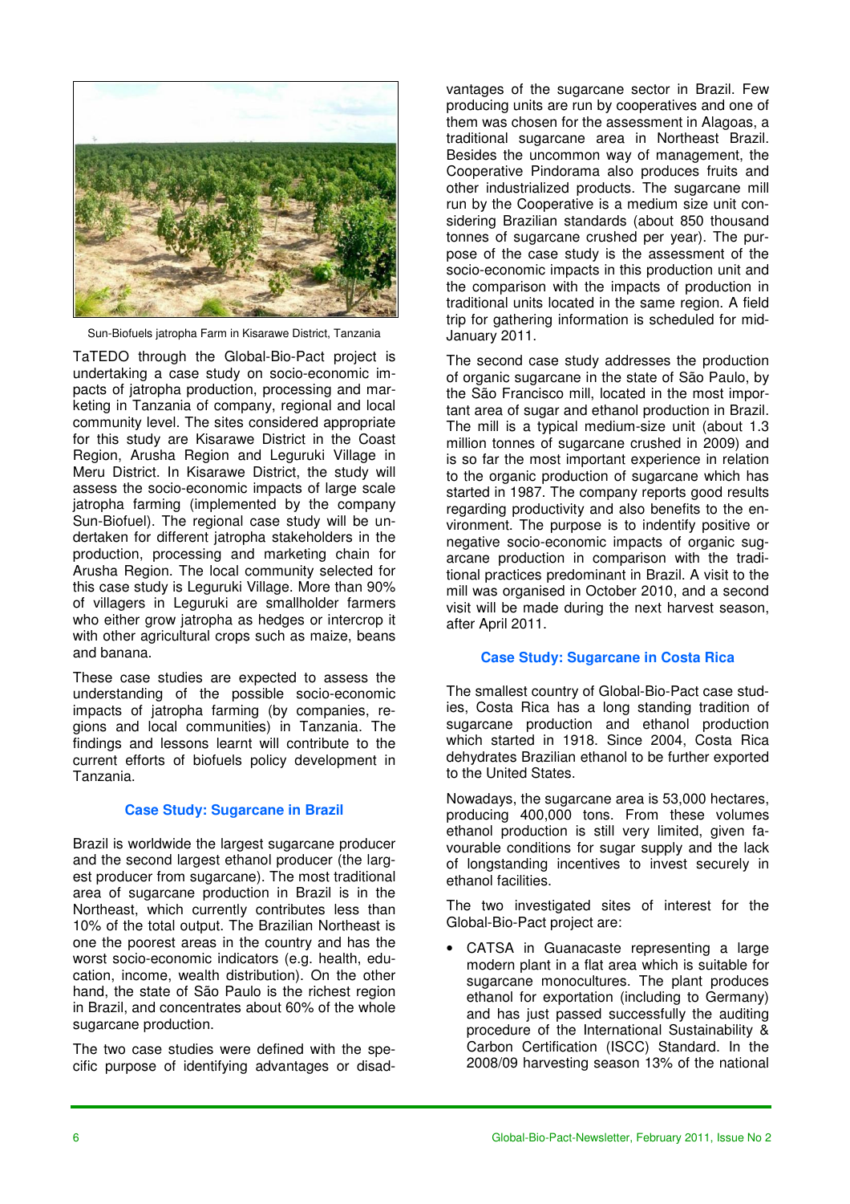Sun-Biofuels jatropha Farm in Kisarawe District, Tanzania

TaTEDO through the Global-Bio-Pact project is undertaking a case study on socio-economic impacts of jatropha production, processing and marketing in Tanzania of company, regional and local community level. The sites considered appropriate for this study are Kisarawe District in the Coast Region, Arusha Region and Leguruki Village in Meru District. In Kisarawe District, the study will assess the socio-economic impacts of large scale jatropha farming (implemented by the company Sun-Biofuel). The regional case study will be undertaken for different jatropha stakeholders in the production, processing and marketing chain for Arusha Region. The local community selected for this case study is Leguruki Village. More than 90% of villagers in Leguruki are smallholder farmers who either grow jatropha as hedges or intercrop it with other agricultural crops such as maize, beans and banana.

These case studies are expected to assess the understanding of the possible socio-economic impacts of jatropha farming (by companies, regions and local communities) in Tanzania. The findings and lessons learnt will contribute to the current efforts of biofuels policy development in Tanzania.

### Case Study: Sugarcane in Brazil

Brazil is worldwide the largest sugarcane producer and the second largest ethanol producer (the largest producer from sugarcane). The most traditional area of sugarcane production in Brazil is in the Northeast, which currently contributes less than 10% of the total output. The Brazilian Northeast is one the poorest areas in the country and has the worst socio-economic indicators (e.g. health, education, income, wealth distribution). On the other hand, the state of São Paulo is the richest region in Brazil, and concentrates about 60% of the whole sugarcane production.

The two case studies were defined with the specific purpose of identifying advantages or disadvantages of the sugarcane sector in Brazil. Few producing units are run by cooperatives and one of them was chosen for the assessment in Alagoas, a traditional sugarcane area in Northeast Brazil. Besides the uncommon way of management, the Cooperative Pindorama also produces fruits and other industrialized products. The sugarcane mill run by the Cooperative is a medium size unit considering Brazilian standards (about 850 thousand tonnes of sugarcane crushed per year). The purpose of the case study is the assessment of the socio-economic impacts in this production unit and the comparison with the impacts of production in traditional units located in the same region. A field trip for gathering information is scheduled for mid-January 2011.

The second case study addresses the production of organic sugarcane in the state of São Paulo, by the São Francisco mill, located in the most important area of sugar and ethanol production in Brazil. The mill is a typical medium-size unit (about 1.3 million tonnes of sugarcane crushed in 2009) and is so far the most important experience in relation to the organic production of sugarcane which has started in 1987. The company reports good results regarding productivity and also benefits to the environment. The purpose is to indentify positive or negative socio-economic impacts of organic sugarcane production in comparison with the traditional practices predominant in Brazil. A visit to the mill was organised in October 2010, and a second visit will be made during the next harvest season, after April 2011.

### Case Study: Sugarcane in Costa Rica

The smallest country of Global-Bio-Pact case studies, Costa Rica has a long standing tradition of sugarcane production and ethanol production which started in 1918. Since 2004, Costa Rica dehydrates Brazilian ethanol to be further exported to the United States.

Nowadays, the sugarcane area is 53,000 hectares, producing 400,000 tons. From these volumes ethanol production is still very limited, given favourable conditions for sugar supply and the lack of longstanding incentives to invest securely in ethanol facilities.

The two investigated sites of interest for the Global-Bio-Pact project are:

- CATSA in Guanacaste representing a large modern plant in a flat area which is suitable for sugarcane monocultures. The plant produces ethanol for exportation (including to Germany) and has just passed successfully the auditing procedure of the International Sustainability & Carbon Certification (ISCC) Standard. In the 2008/09 harvesting season 13% of the national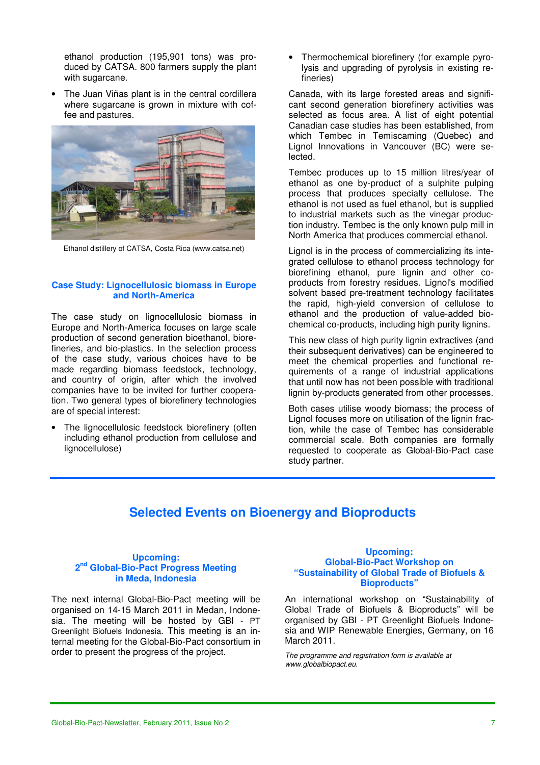ethanol production (195,901 tons) was produced by CATSA. 800 farmers supply the plant with sugarcane.

- The Juan Viñas plant is in the central cordillera where sugarcane is grown in mixture with coffee and pastures.

Ethanol distillery of CATSA, Costa Rica (www.catsa.net)

### Case Study: Lignocellulosic biomass in Europe and North-America

The case study on lignocellulosic biomass in Europe and North-America focuses on large scale production of second generation bioethanol, biorefineries, and bio-plastics. In the selection process of the case study, various choices have to be made regarding biomass feedstock, technology, and country of origin, after which the involved companies have to be invited for further cooperation. Two general types of biorefinery technologies are of special interest:

- The lignocellulosic feedstock biorefinery (often including ethanol production from cellulose and lignocellulose)
- Thermochemical biorefinery (for example pyrolysis and upgrading of pyrolysis in existing refineries)

Canada, with its large forested areas and significant second generation biorefinery activities was selected as focus area. A list of eight potential Canadian case studies has been established, from which Tembec in Temiscaming (Quebec) and Lignol Innovations in Vancouver (BC) were selected.

Tembec produces up to 15 million litres/year of ethanol as one by-product of a sulphite pulping process that produces specialty cellulose. The ethanol is not used as fuel ethanol, but is supplied to industrial markets such as the vinegar production industry. Tembec is the only known pulp mill in North America that produces commercial ethanol.

Lignol is in the process of commercializing its integrated cellulose to ethanol process technology for biorefining ethanol, pure lignin and other co-products from forestry residues. Lignol's modified solvent based pre-treatment technology facilitates the rapid, high-yield conversion of cellulose to ethanol and the production of value-added bio-chemical co-products, including high purity lignins.

This new class of high purity lignin extractives (and their subsequent derivatives) can be engineered to meet the chemical properties and functional requirements of a range of industrial applications that until now has not been possible with traditional lignin by-products generated from other processes.

Both cases utilise woody biomass; the process of Lignol focuses more on utilisation of the lignin fraction, while the case of Tembec has considerable commercial scale. Both companies are formally requested to cooperate as Global-Bio-Pact case study partner.

## Selected Events on Bioenergy and Bioproducts

### Upcoming: 2nd Global-Bio-Pact Progress Meeting in Meda, Indonesia

The next internal Global-Bio-Pact meeting will be organised on 14-15 March 2011 in Medan, Indonesia. The meeting will be hosted by GBI - PT Greenlight Biofuels Indonesia. This meeting is an internal meeting for the Global-Bio-Pact consortium in order to present the progress of the project.

### Upcoming: Global-Bio-Pact Workshop on "Sustainability of Global Trade of Biofuels & Bioproducts"

An international workshop on "Sustainability of Global Trade of Biofuels & Bioproducts" will be organised by GBI - PT Greenlight Biofuels Indonesia and WIP Renewable Energies, Germany, on 16 March 2011.

*The programme and registration form is available at www.globalbiopact.eu.*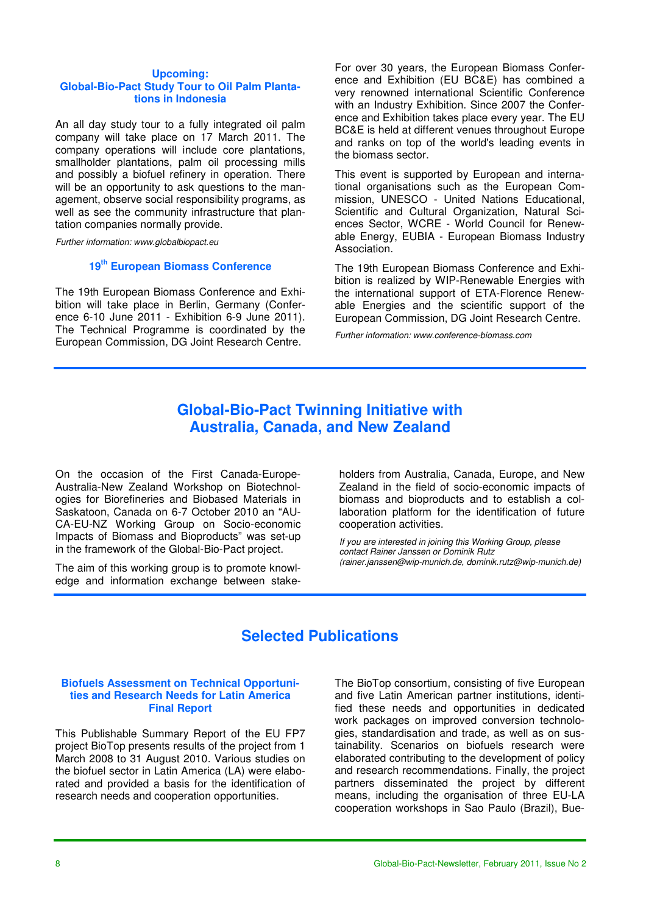### Upcoming: Global-Bio-Pact Study Tour to Oil Palm Plantations in Indonesia

An all day study tour to a fully integrated oil palm company will take place on 17 March 2011. The company operations will include core plantations, smallholder plantations, palm oil processing mills and possibly a biofuel refinery in operation. There will be an opportunity to ask questions to the management, observe social responsibility programs, as well as see the community infrastructure that plantation companies normally provide.

*Further information: www.globalbiopact.eu*

### 19th European Biomass Conference

The 19th European Biomass Conference and Exhibition will take place in Berlin, Germany (Conference 6-10 June 2011 - Exhibition 6-9 June 2011). The Technical Programme is coordinated by the European Commission, DG Joint Research Centre.

For over 30 years, the European Biomass Conference and Exhibition (EU BC&E) has combined a very renowned international Scientific Conference with an Industry Exhibition. Since 2007 the Conference and Exhibition takes place every year. The EU BC&E is held at different venues throughout Europe and ranks on top of the world's leading events in the biomass sector.

This event is supported by European and international organisations such as the European Commission, UNESCO - United Nations Educational, Scientific and Cultural Organization, Natural Sciences Sector, WCRE - World Council for Renewable Energy, EUBIA - European Biomass Industry Association.

The 19th European Biomass Conference and Exhibition is realized by WIP-Renewable Energies with the international support of ETA-Florence Renewable Energies and the scientific support of the European Commission, DG Joint Research Centre.

*Further information: www.conference-biomass.com*

## Global-Bio-Pact Twinning Initiative with Australia, Canada, and New Zealand

On the occasion of the First Canada-Europe-Australia-New Zealand Workshop on Biotechnologies for Biorefineries and Biobased Materials in Saskatoon, Canada on 6-7 October 2010 an “AU-CA-EU-NZ Working Group on Socio-economic Impacts of Biomass and Bioproducts” was set-up in the framework of the Global-Bio-Pact project.

The aim of this working group is to promote knowledge and information exchange between stakeholders from Australia, Canada, Europe, and New Zealand in the field of socio-economic impacts of biomass and bioproducts and to establish a collaboration platform for the identification of future cooperation activities.

*If you are interested in joining this Working Group, please contact Rainer Janssen or Dominik Rutz (rainer.janssen@wip-munich.de, dominik.rutz@wip-munich.de)*

## Selected Publications

### Biofuels Assessment on Technical Opportunities and Research Needs for Latin America Final Report

This Publishable Summary Report of the EU FP7 project BioTop presents results of the project from 1 March 2008 to 31 August 2010. Various studies on the biofuel sector in Latin America (LA) were elaborated and provided a basis for the identification of research needs and cooperation opportunities.

The BioTop consortium, consisting of five European and five Latin American partner institutions, identified these needs and opportunities in dedicated work packages on improved conversion technologies, standardisation and trade, as well as on sustainability. Scenarios on biofuels research were elaborated contributing to the development of policy and research recommendations. Finally, the project partners disseminated the project by different means, including the organisation of three EU-LA cooperation workshops in Sao Paulo (Brazil), Bue-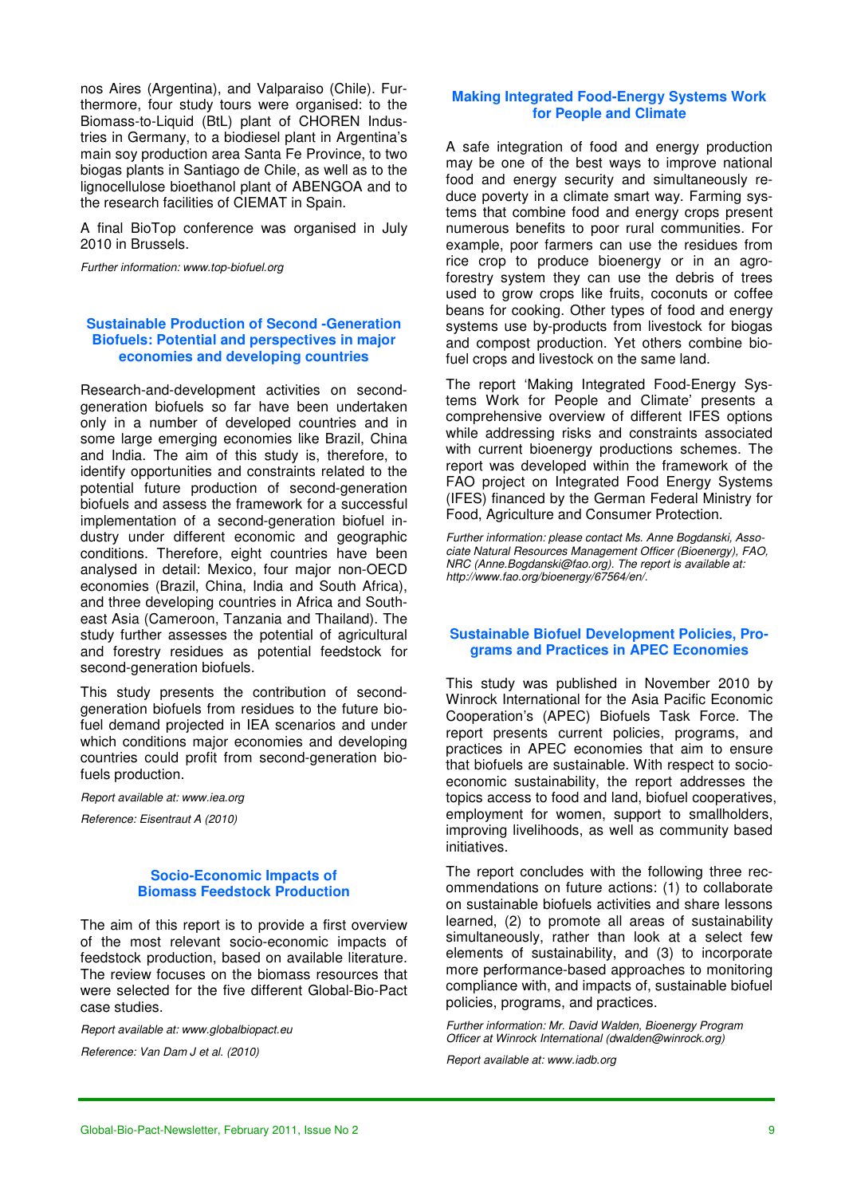nos Aires (Argentina), and Valparaiso (Chile). Furthermore, four study tours were organised: to the Biomass-to-Liquid (BtL) plant of CHOREN Industries in Germany, to a biodiesel plant in Argentina's main soy production area Santa Fe Province, to two biogas plants in Santiago de Chile, as well as to the lignocellulose bioethanol plant of ABENGOA and to the research facilities of CIEMAT in Spain.

A final BioTop conference was organised in July 2010 in Brussels.

*Further information: www.top-biofuel.org*

## Sustainable Production of Second -Generation Biofuels: Potential and perspectives in major economies and developing countries

Research-and-development activities on second-generation biofuels so far have been undertaken only in a number of developed countries and in some large emerging economies like Brazil, China and India. The aim of this study is, therefore, to identify opportunities and constraints related to the potential future production of second-generation biofuels and assess the framework for a successful implementation of a second-generation biofuel industry under different economic and geographic conditions. Therefore, eight countries have been analysed in detail: Mexico, four major non-OECD economies (Brazil, China, India and South Africa), and three developing countries in Africa and South-east Asia (Cameroon, Tanzania and Thailand). The study further assesses the potential of agricultural and forestry residues as potential feedstock for second-generation biofuels.

This study presents the contribution of second-generation biofuels from residues to the future biofuel demand projected in IEA scenarios and under which conditions major economies and developing countries could profit from second-generation biofuels production.

*Report available at: www.iea.org*

*Reference: Eisentraut A (2010)*

## Socio-Economic Impacts of Biomass Feedstock Production

The aim of this report is to provide a first overview of the most relevant socio-economic impacts of feedstock production, based on available literature. The review focuses on the biomass resources that were selected for the five different Global-Bio-Pact case studies.

*Report available at: www.globalbiopact.eu*

*Reference: Van Dam J et al. (2010)*

## Making Integrated Food-Energy Systems Work for People and Climate

A safe integration of food and energy production may be one of the best ways to improve national food and energy security and simultaneously reduce poverty in a climate smart way. Farming systems that combine food and energy crops present numerous benefits to poor rural communities. For example, poor farmers can use the residues from rice crop to produce bioenergy or in an agro-forestry system they can use the debris of trees used to grow crops like fruits, coconuts or coffee beans for cooking. Other types of food and energy systems use by-products from livestock for biogas and compost production. Yet others combine biofuel crops and livestock on the same land.

The report 'Making Integrated Food-Energy Systems Work for People and Climate' presents a comprehensive overview of different IFES options while addressing risks and constraints associated with current bioenergy productions schemes. The report was developed within the framework of the FAO project on Integrated Food Energy Systems (IFES) financed by the German Federal Ministry for Food, Agriculture and Consumer Protection.

*Further information: please contact Ms. Anne Bogdanski, Associate Natural Resources Management Officer (Bioenergy), FAO, NRC (Anne.Bogdanski@fao.org). The report is available at: http://www.fao.org/bioenergy/67564/en/.*

## Sustainable Biofuel Development Policies, Programs and Practices in APEC Economies

This study was published in November 2010 by Winrock International for the Asia Pacific Economic Cooperation's (APEC) Biofuels Task Force. The report presents current policies, programs, and practices in APEC economies that aim to ensure that biofuels are sustainable. With respect to socio-economic sustainability, the report addresses the topics access to food and land, biofuel cooperatives, employment for women, support to smallholders, improving livelihoods, as well as community based initiatives.

The report concludes with the following three recommendations on future actions: (1) to collaborate on sustainable biofuels activities and share lessons learned, (2) to promote all areas of sustainability simultaneously, rather than look at a select few elements of sustainability, and (3) to incorporate more performance-based approaches to monitoring compliance with, and impacts of, sustainable biofuel policies, programs, and practices.

*Further information: Mr. David Walden, Bioenergy Program Officer at Winrock International (dwalden@winrock.org)*

*Report available at: www.iadb.org*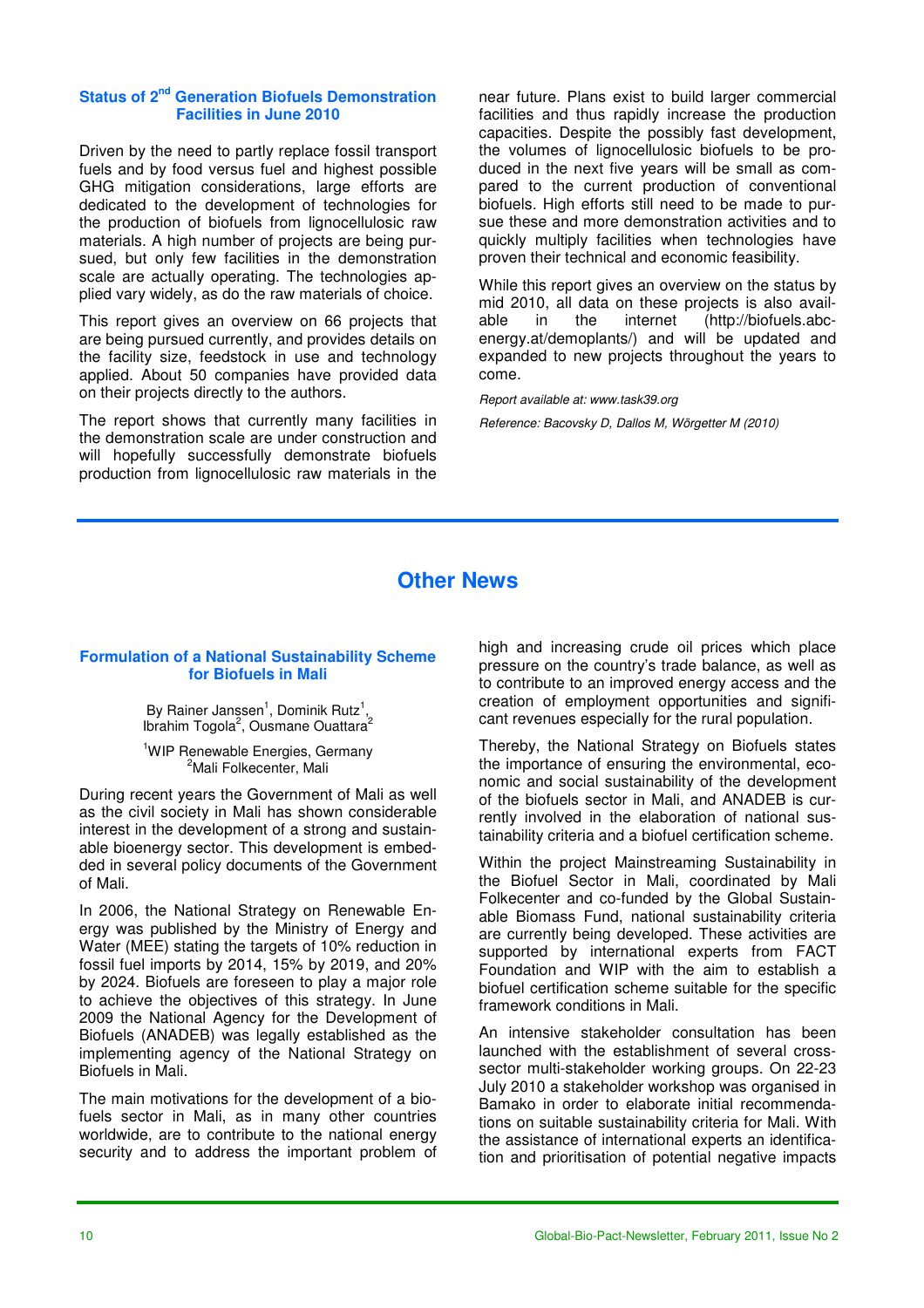### Status of 2nd Generation Biofuels Demonstration Facilities in June 2010

Driven by the need to partly replace fossil transport fuels and by food versus fuel and highest possible GHG mitigation considerations, large efforts are dedicated to the development of technologies for the production of biofuels from lignocellulosic raw materials. A high number of projects are being pursued, but only few facilities in the demonstration scale are actually operating. The technologies applied vary widely, as do the raw materials of choice.

This report gives an overview on 66 projects that are being pursued currently, and provides details on the facility size, feedstock in use and technology applied. About 50 companies have provided data on their projects directly to the authors.

The report shows that currently many facilities in the demonstration scale are under construction and will hopefully successfully demonstrate biofuels production from lignocellulosic raw materials in the near future. Plans exist to build larger commercial facilities and thus rapidly increase the production capacities. Despite the possibly fast development, the volumes of lignocellulosic biofuels to be produced in the next five years will be small as compared to the current production of conventional biofuels. High efforts still need to be made to pursue these and more demonstration activities and to quickly multiply facilities when technologies have proven their technical and economic feasibility.

While this report gives an overview on the status by mid 2010, all data on these projects is also available in the internet (http://biofuels.abc-energy.at/demoplants/) and will be updated and expanded to new projects throughout the years to come.

*Report available at: www.task39.org*

*Reference: Bacovsky D, Dallos M, Wörgetter M (2010)*

## Other News

### Formulation of a National Sustainability Scheme for Biofuels in Mali

By Rainer Janssen[1], Dominik Rutz[1], Ibrahim Togola[2], Ousmane Ouattara[2]

[1]WIP Renewable Energies, Germany
[2]Mali Folkecenter, Mali

During recent years the Government of Mali as well as the civil society in Mali has shown considerable interest in the development of a strong and sustainable bioenergy sector. This development is embedded in several policy documents of the Government of Mali.

In 2006, the National Strategy on Renewable Energy was published by the Ministry of Energy and Water (MEE) stating the targets of 10% reduction in fossil fuel imports by 2014, 15% by 2019, and 20% by 2024. Biofuels are foreseen to play a major role to achieve the objectives of this strategy. In June 2009 the National Agency for the Development of Biofuels (ANADEB) was legally established as the implementing agency of the National Strategy on Biofuels in Mali.

The main motivations for the development of a biofuels sector in Mali, as in many other countries worldwide, are to contribute to the national energy security and to address the important problem of high and increasing crude oil prices which place pressure on the country's trade balance, as well as to contribute to an improved energy access and the creation of employment opportunities and significant revenues especially for the rural population.

Thereby, the National Strategy on Biofuels states the importance of ensuring the environmental, economic and social sustainability of the development of the biofuels sector in Mali, and ANADEB is currently involved in the elaboration of national sustainability criteria and a biofuel certification scheme.

Within the project Mainstreaming Sustainability in the Biofuel Sector in Mali, coordinated by Mali Folkecenter and co-funded by the Global Sustainable Biomass Fund, national sustainability criteria are currently being developed. These activities are supported by international experts from FACT Foundation and WIP with the aim to establish a biofuel certification scheme suitable for the specific framework conditions in Mali.

An intensive stakeholder consultation has been launched with the establishment of several cross-sector multi-stakeholder working groups. On 22-23 July 2010 a stakeholder workshop was organised in Bamako in order to elaborate initial recommendations on suitable sustainability criteria for Mali. With the assistance of international experts an identification and prioritisation of potential negative impacts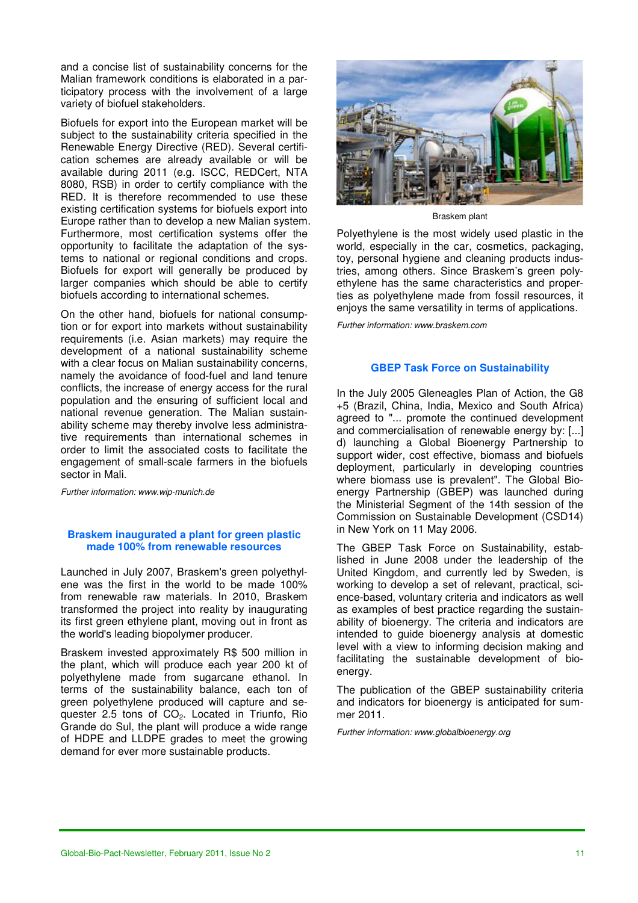and a concise list of sustainability concerns for the Malian framework conditions is elaborated in a participatory process with the involvement of a large variety of biofuel stakeholders.

Biofuels for export into the European market will be subject to the sustainability criteria specified in the Renewable Energy Directive (RED). Several certification schemes are already available or will be available during 2011 (e.g. ISCC, REDCert, NTA 8080, RSB) in order to certify compliance with the RED. It is therefore recommended to use these existing certification systems for biofuels export into Europe rather than to develop a new Malian system. Furthermore, most certification systems offer the opportunity to facilitate the adaptation of the systems to national or regional conditions and crops. Biofuels for export will generally be produced by larger companies which should be able to certify biofuels according to international schemes.

On the other hand, biofuels for national consumption or for export into markets without sustainability requirements (i.e. Asian markets) may require the development of a national sustainability scheme with a clear focus on Malian sustainability concerns, namely the avoidance of food-fuel and land tenure conflicts, the increase of energy access for the rural population and the ensuring of sufficient local and national revenue generation. The Malian sustainability scheme may thereby involve less administrative requirements than international schemes in order to limit the associated costs to facilitate the engagement of small-scale farmers in the biofuels sector in Mali.

*Further information: www.wip-munich.de*

## Braskem inaugurated a plant for green plastic made 100% from renewable resources

Launched in July 2007, Braskem's green polyethylene was the first in the world to be made 100% from renewable raw materials. In 2010, Braskem transformed the project into reality by inaugurating its first green ethylene plant, moving out in front as the world's leading biopolymer producer.

Braskem invested approximately R$ 500 million in the plant, which will produce each year 200 kt of polyethylene made from sugarcane ethanol. In terms of the sustainability balance, each ton of green polyethylene produced will capture and sequester 2.5 tons of $CO_2$. Located in Triunfo, Rio Grande do Sul, the plant will produce a wide range of HDPE and LLDPE grades to meet the growing demand for ever more sustainable products.

Braskem plant

Polyethylene is the most widely used plastic in the world, especially in the car, cosmetics, packaging, toy, personal hygiene and cleaning products industries, among others. Since Braskem's green polyethylene has the same characteristics and properties as polyethylene made from fossil resources, it enjoys the same versatility in terms of applications.

*Further information: www.braskem.com*

## GBEP Task Force on Sustainability

In the July 2005 Gleneagles Plan of Action, the G8 +5 (Brazil, China, India, Mexico and South Africa) agreed to "... promote the continued development and commercialisation of renewable energy by: [...] d) launching a Global Bioenergy Partnership to support wider, cost effective, biomass and biofuels deployment, particularly in developing countries where biomass use is prevalent". The Global Bioenergy Partnership (GBEP) was launched during the Ministerial Segment of the 14th session of the Commission on Sustainable Development (CSD14) in New York on 11 May 2006.

The GBEP Task Force on Sustainability, established in June 2008 under the leadership of the United Kingdom, and currently led by Sweden, is working to develop a set of relevant, practical, science-based, voluntary criteria and indicators as well as examples of best practice regarding the sustainability of bioenergy. The criteria and indicators are intended to guide bioenergy analysis at domestic level with a view to informing decision making and facilitating the sustainable development of bioenergy.

The publication of the GBEP sustainability criteria and indicators for bioenergy is anticipated for summer 2011.

*Further information: www.globalbioenergy.org*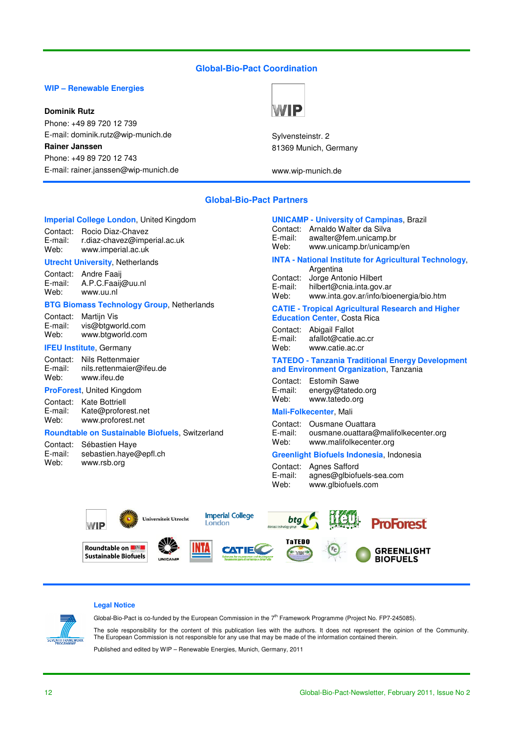## Global-Bio-Pact Coordination

### WIP – Renewable Energies

**Dominik Rutz**
Phone: +49 89 720 12 739
E-mail: dominik.rutz@wip-munich.de

**Rainer Janssen**
Phone: +49 89 720 12 743
E-mail: rainer.janssen@wip-munich.de

Sylvensteinstr. 2
81369 Munich, Germany

www.wip-munich.de

## Global-Bio-Pact Partners

**Imperial College London**, United Kingdom
Contact: Rocio Diaz-Chavez
E-mail: r.diaz-chavez@imperial.ac.uk
Web: www.imperial.ac.uk

**Utrecht University**, Netherlands
Contact: Andre Faaij
E-mail: A.P.C.Faaij@uu.nl
Web: www.uu.nl

**BTG Biomass Technology Group**, Netherlands
Contact: Martijn Vis
E-mail: vis@btgworld.com
Web: www.btgworld.com

**IFEU Institute**, Germany
Contact: Nils Rettenmaier
E-mail: nils.rettenmaier@ifeu.de
Web: www.ifeu.de

**ProForest**, United Kingdom
Contact: Kate Bottriell
E-mail: Kate@proforest.net
Web: www.proforest.net

**Roundtable on Sustainable Biofuels**, Switzerland
Contact: Sébastien Haye
E-mail: sebastien.haye@epfl.ch
Web: www.rsb.org

**UNICAMP - University of Campinas**, Brazil
Contact: Arnaldo Walter da Silva
E-mail: awalter@fem.unicamp.br
Web: www.unicamp.br/unicamp/en

**INTA - National Institute for Agricultural Technology**, Argentina
Contact: Jorge Antonio Hilbert
E-mail: hilbert@cnia.inta.gov.ar
Web: www.inta.gov.ar/info/bioenergia/bio.htm

**CATIE - Tropical Agricultural Research and Higher Education Center**, Costa Rica
Contact: Abigail Fallot
E-mail: afallot@catie.ac.cr
Web: www.catie.ac.cr

**TATEDO - Tanzania Traditional Energy Development and Environment Organization**, Tanzania
Contact: Estomih Sawe
E-mail: energy@tatedo.org
Web: www.tatedo.org

**Mali-Folkecenter**, Mali
Contact: Ousmane Ouattara
E-mail: ousmane.ouattara@malifolkecenter.org
Web: www.malifolkecenter.org

**Greenlight Biofuels Indonesia**, Indonesia
Contact: Agnes Safford
E-mail: agnes@glbiofuels-sea.com
Web: www.glbiofuels.com

### Legal Notice

Global-Bio-Pact is co-funded by the European Commission in the 7th Framework Programme (Project No. FP7-245085).

The sole responsibility for the content of this publication lies with the authors. It does not represent the opinion of the Community. The European Commission is not responsible for any use that may be made of the information contained therein.

Published and edited by WIP – Renewable Energies, Munich, Germany, 2011